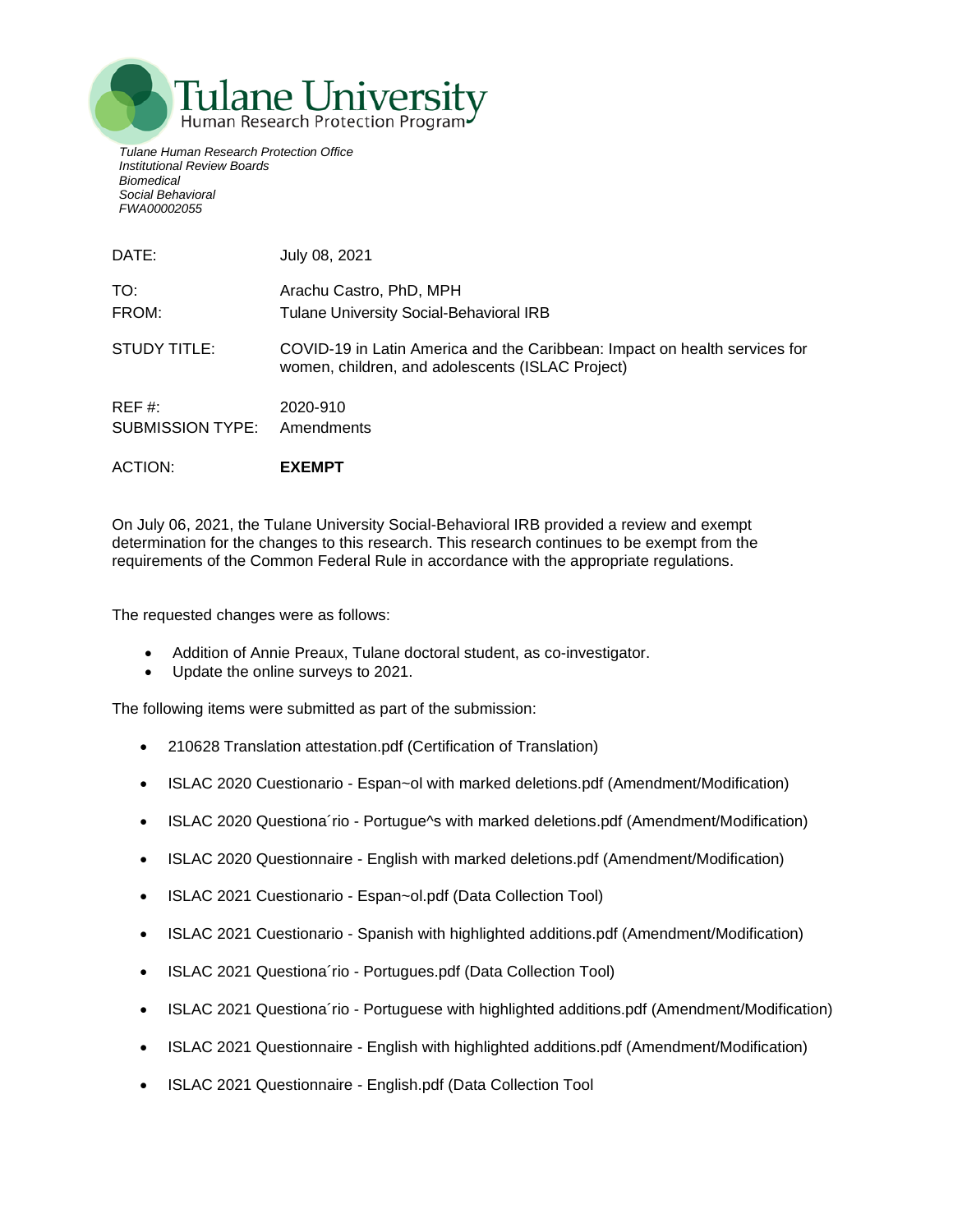# Tulane University

Human Research Protection Program

*Tulane Human Research Protection Office*
*Institutional Review Boards*
*Biomedical*
*Social Behavioral*
*FWA00002055*

| | |
|---|---|
| DATE: | July 08, 2021 |
| TO: | Arachu Castro, PhD, MPH |
| FROM: | Tulane University Social-Behavioral IRB |
| STUDY TITLE: | COVID-19 in Latin America and the Caribbean: Impact on health services for women, children, and adolescents (ISLAC Project) |
| REF #: | 2020-910 |
| SUBMISSION TYPE: | Amendments |
| ACTION: | **EXEMPT** |

On July 06, 2021, the Tulane University Social-Behavioral IRB provided a review and exempt determination for the changes to this research. This research continues to be exempt from the requirements of the Common Federal Rule in accordance with the appropriate regulations.

The requested changes were as follows:

- Addition of Annie Preaux, Tulane doctoral student, as co-investigator.
- Update the online surveys to 2021.

The following items were submitted as part of the submission:

- 210628 Translation attestation.pdf (Certification of Translation)
- ISLAC 2020 Cuestionario - Espan~ol with marked deletions.pdf (Amendment/Modification)
- ISLAC 2020 Questiona´rio - Portugue^s with marked deletions.pdf (Amendment/Modification)
- ISLAC 2020 Questionnaire - English with marked deletions.pdf (Amendment/Modification)
- ISLAC 2021 Cuestionario - Espan~ol.pdf (Data Collection Tool)
- ISLAC 2021 Cuestionario - Spanish with highlighted additions.pdf (Amendment/Modification)
- ISLAC 2021 Questiona´rio - Portugues.pdf (Data Collection Tool)
- ISLAC 2021 Questiona´rio - Portuguese with highlighted additions.pdf (Amendment/Modification)
- ISLAC 2021 Questionnaire - English with highlighted additions.pdf (Amendment/Modification)
- ISLAC 2021 Questionnaire - English.pdf (Data Collection Tool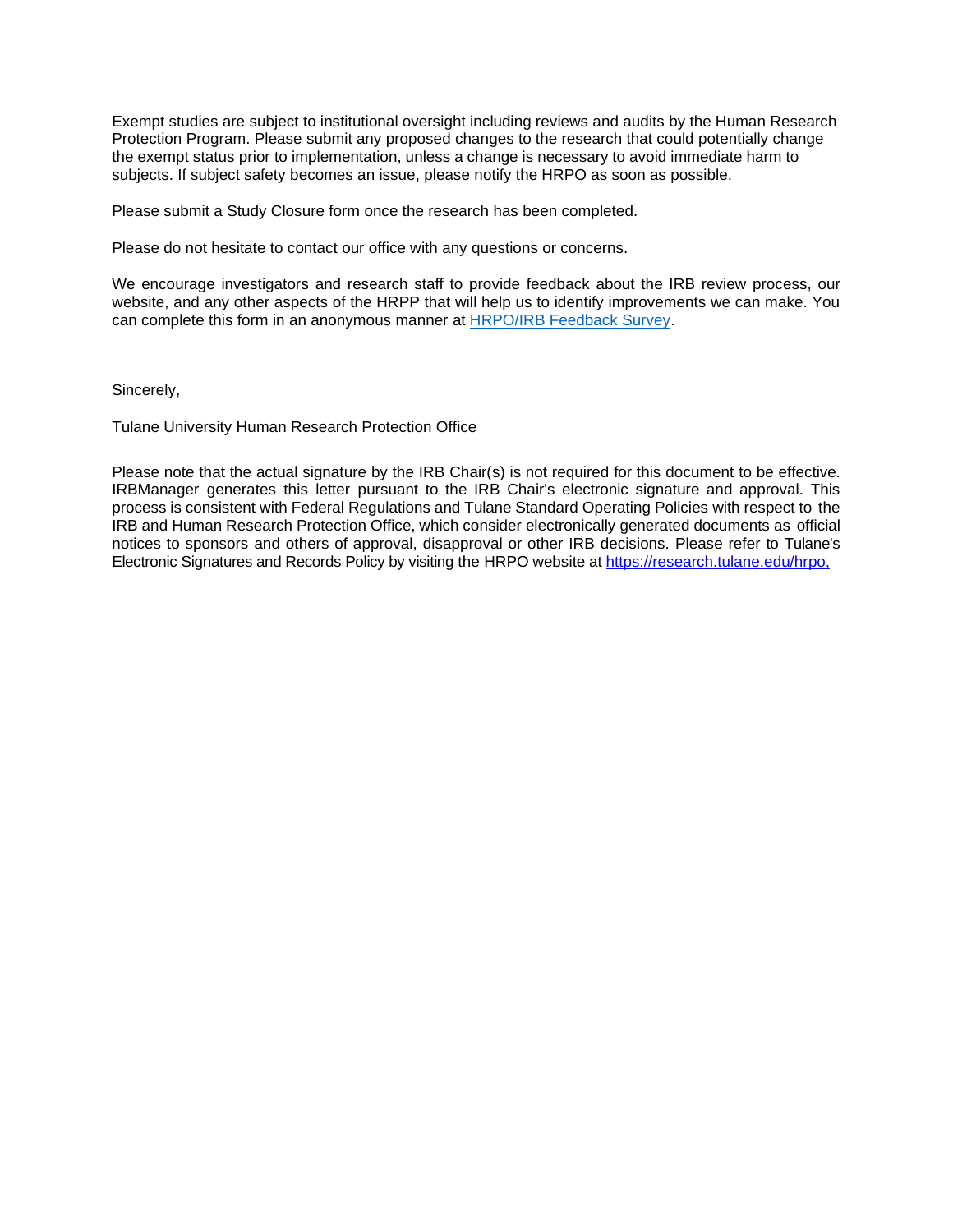Exempt studies are subject to institutional oversight including reviews and audits by the Human Research Protection Program. Please submit any proposed changes to the research that could potentially change the exempt status prior to implementation, unless a change is necessary to avoid immediate harm to subjects. If subject safety becomes an issue, please notify the HRPO as soon as possible.

Please submit a Study Closure form once the research has been completed.

Please do not hesitate to contact our office with any questions or concerns.

We encourage investigators and research staff to provide feedback about the IRB review process, our website, and any other aspects of the HRPP that will help us to identify improvements we can make. You can complete this form in an anonymous manner at HRPO/IRB Feedback Survey.

Sincerely,

Tulane University Human Research Protection Office

Please note that the actual signature by the IRB Chair(s) is not required for this document to be effective. IRBManager generates this letter pursuant to the IRB Chair's electronic signature and approval. This process is consistent with Federal Regulations and Tulane Standard Operating Policies with respect to the IRB and Human Research Protection Office, which consider electronically generated documents as official notices to sponsors and others of approval, disapproval or other IRB decisions. Please refer to Tulane's Electronic Signatures and Records Policy by visiting the HRPO website at https://research.tulane.edu/hrpo,